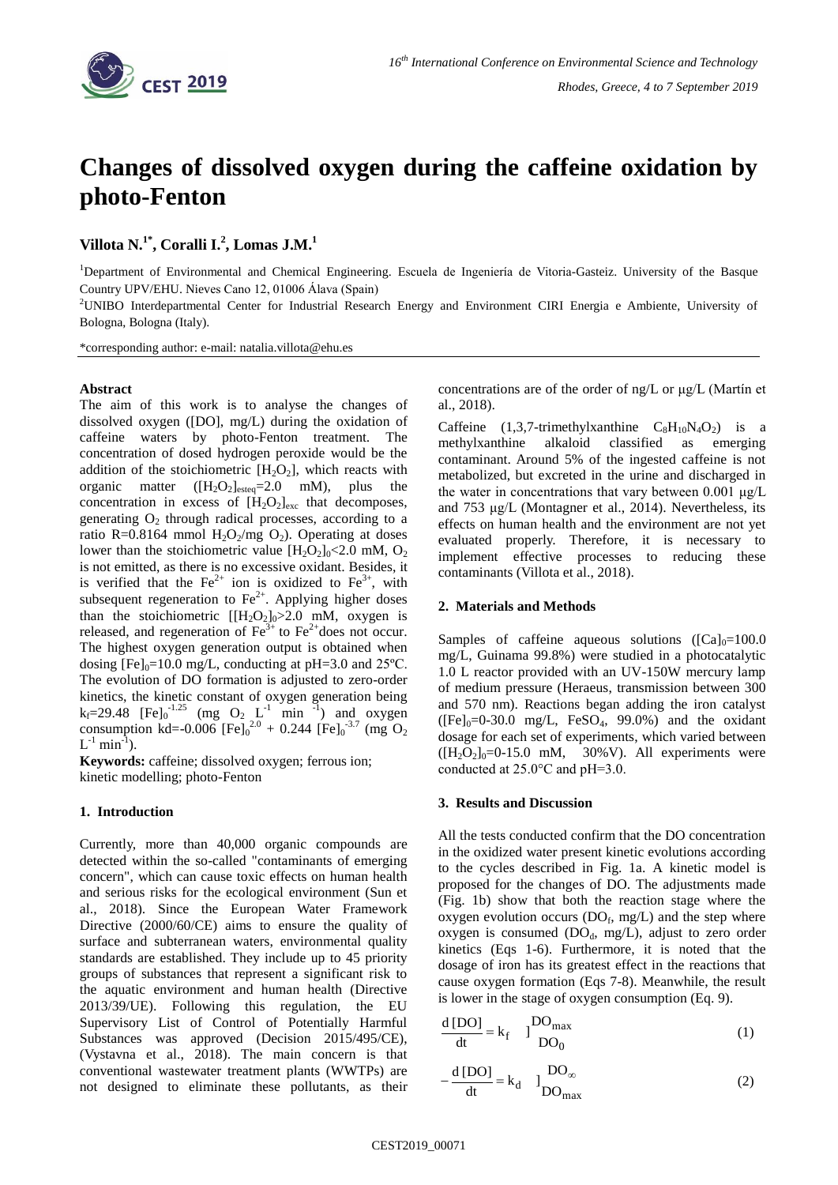# Changes of dissolved oxygen during the caffeine oxidation by photo-Fenton

**Villota N.[1*], Coralli I.[2], Lomas J.M.[1]**

[1]Department of Environmental and Chemical Engineering. Escuela de Ingeniería de Vitoria-Gasteiz. University of the Basque Country UPV/EHU. Nieves Cano 12, 01006 Álava (Spain)

[2]UNIBO Interdepartmental Center for Industrial Research Energy and Environment CIRI Energia e Ambiente, University of Bologna, Bologna (Italy).

*corresponding author: e-mail: natalia.villota@ehu.es

**Abstract**

The aim of this work is to analyse the changes of dissolved oxygen ([DO], mg/L) during the oxidation of caffeine waters by photo-Fenton treatment. The concentration of dosed hydrogen peroxide would be the addition of the stoichiometric $[H_2O_2]$, which reacts with organic matter ($[H_2O_2]_{esteq}$=2.0 mM), plus the concentration in excess of $[H_2O_2]_{exc}$ that decomposes, generating $O_2$ through radical processes, according to a ratio R=0.8164 mmol $H_2O_2$/mg $O_2$). Operating at doses lower than the stoichiometric value $[H_2O_2]_0$<2.0 mM, $O_2$ is not emitted, as there is no excessive oxidant. Besides, it is verified that the $Fe^{2+}$ ion is oxidized to $Fe^{3+}$, with subsequent regeneration to $Fe^{2+}$. Applying higher doses than the stoichiometric $[[H_2O_2]_0$>2.0 mM, oxygen is released, and regeneration of $Fe^{3+}$ to $Fe^{2+}$does not occur. The highest oxygen generation output is obtained when dosing $[Fe]_0$=10.0 mg/L, conducting at pH=3.0 and 25ºC. The evolution of DO formation is adjusted to zero-order kinetics, the kinetic constant of oxygen generation being $k_f$=29.48 $[Fe]_0^{-1.25}$ (mg $O_2$ $L^{-1}$ $min^{-1}$) and oxygen consumption kd=-0.006 $[Fe]_0^{2.0}$ + 0.244 $[Fe]_0^{-3.7}$ (mg $O_2$ $L^{-1}$ $min^{-1}$).

**Keywords:** caffeine; dissolved oxygen; ferrous ion; kinetic modelling; photo-Fenton

## 1. Introduction

Currently, more than 40,000 organic compounds are detected within the so-called "contaminants of emerging concern", which can cause toxic effects on human health and serious risks for the ecological environment (Sun et al., 2018). Since the European Water Framework Directive (2000/60/CE) aims to ensure the quality of surface and subterranean waters, environmental quality standards are established. They include up to 45 priority groups of substances that represent a significant risk to the aquatic environment and human health (Directive 2013/39/UE). Following this regulation, the EU Supervisory List of Control of Potentially Harmful Substances was approved (Decision 2015/495/CE), (Vystavna et al., 2018). The main concern is that conventional wastewater treatment plants (WWTPs) are not designed to eliminate these pollutants, as their concentrations are of the order of ng/L or µg/L (Martín et al., 2018).

Caffeine (1,3,7-trimethylxanthine $C_8H_{10}N_4O_2$) is a methylxanthine alkaloid classified as emerging contaminant. Around 5% of the ingested caffeine is not metabolized, but excreted in the urine and discharged in the water in concentrations that vary between 0.001 µg/L and 753 µg/L (Montagner et al., 2014). Nevertheless, its effects on human health and the environment are not yet evaluated properly. Therefore, it is necessary to implement effective processes to reducing these contaminants (Villota et al., 2018).

## 2. Materials and Methods

Samples of caffeine aqueous solutions ($[Ca]_0$=100.0 mg/L, Guinama 99.8%) were studied in a photocatalytic 1.0 L reactor provided with an UV-150W mercury lamp of medium pressure (Heraeus, transmission between 300 and 570 nm). Reactions began adding the iron catalyst ($[Fe]_0$=0-30.0 mg/L, $FeSO_4$, 99.0%) and the oxidant dosage for each set of experiments, which varied between ($[H_2O_2]_0$=0-15.0 mM, 30%V). All experiments were conducted at 25.0°C and pH=3.0.

## 3. Results and Discussion

All the tests conducted confirm that the DO concentration in the oxidized water present kinetic evolutions according to the cycles described in Fig. 1a. A kinetic model is proposed for the changes of DO. The adjustments made (Fig. 1b) show that both the reaction stage where the oxygen evolution occurs ($DO_f$, mg/L) and the step where oxygen is consumed ($DO_d$, mg/L), adjust to zero order kinetics (Eqs 1-6). Furthermore, it is noted that the dosage of iron has its greatest effect in the reactions that cause oxygen formation (Eqs 7-8). Meanwhile, the result is lower in the stage of oxygen consumption (Eq. 9).

$$\frac{d\,[DO]}{dt} = k_f \quad \Big]_{DO_0}^{DO_{max}} \tag{1}$$

$$-\frac{d\,[DO]}{dt} = k_d \quad \Big]_{DO_{max}}^{DO_{\infty}} \tag{2}$$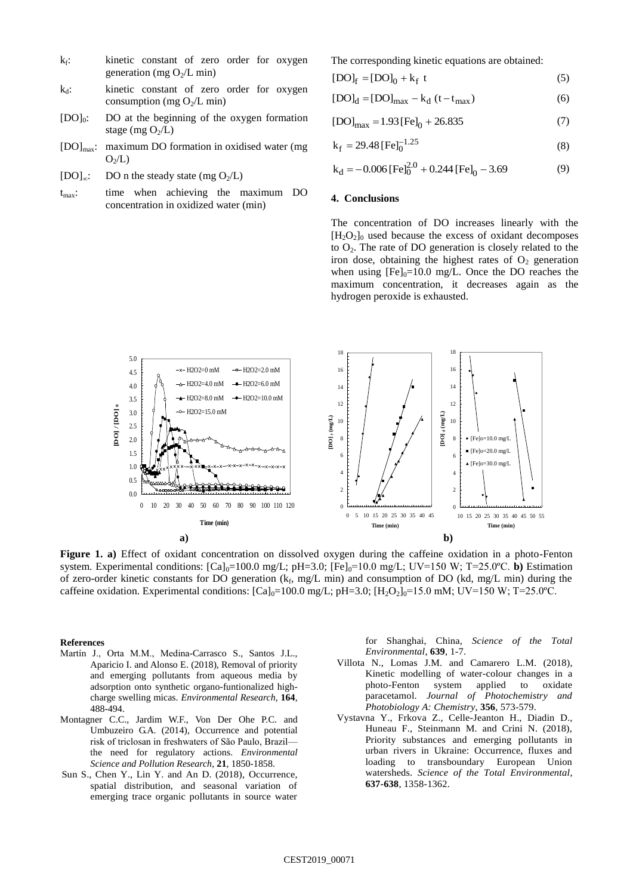- $k_f$: kinetic constant of zero order for oxygen generation (mg $O_2$/L min)
- $k_d$: kinetic constant of zero order for oxygen consumption (mg $O_2$/L min)
- $[DO]_0$: DO at the beginning of the oxygen formation stage (mg $O_2$/L)
- $[DO]_{max}$: maximum DO formation in oxidised water (mg $O_2$/L)
- $[DO]_\infty$: DO n the steady state (mg $O_2$/L)
- $t_{max}$: time when achieving the maximum DO concentration in oxidized water (min)

The corresponding kinetic equations are obtained:

$$[DO]_f = [DO]_0 + k_f \ t \quad (5)$$

$$[DO]_d = [DO]_{max} - k_d \ (t - t_{max}) \quad (6)$$

$$[DO]_{max} = 1.93\,[Fe]_0 + 26.835 \quad (7)$$

$$k_f = 29.48\,[Fe]_0^{-1.25} \quad (8)$$

$$k_d = -0.006\,[Fe]_0^{2.0} + 0.244\,[Fe]_0 - 3.69 \quad (9)$$

## 4. Conclusions

The concentration of DO increases linearly with the $[H_2O_2]_0$ used because the excess of oxidant decomposes to $O_2$. The rate of DO generation is closely related to the iron dose, obtaining the highest rates of $O_2$ generation when using $[Fe]_0$=10.0 mg/L. Once the DO reaches the maximum concentration, it decreases again as the hydrogen peroxide is exhausted.

a)

[DO] / [DO]₀

H2O2=0 mM
H2O2=2.0 mM
H2O2=4.0 mM
H2O2=6.0 mM
H2O2=8.0 mM
H2O2=10.0 mM
H2O2=15.0 mM

Time (min)

b)

[DO] f (mg/L)

[DO] d (mg/L)

[Fe]o=10.0 mg/L
[Fe]o=20.0 mg/L
[Fe]o=30.0 mg/L

Time (min)

**Figure 1. a)** Effect of oxidant concentration on dissolved oxygen during the caffeine oxidation in a photo-Fenton system. Experimental conditions: $[Ca]_0$=100.0 mg/L; pH=3.0; $[Fe]_0$=10.0 mg/L; UV=150 W; T=25.0ºC. **b)** Estimation of zero-order kinetic constants for DO generation ($k_f$, mg/L min) and consumption of DO (kd, mg/L min) during the caffeine oxidation. Experimental conditions: $[Ca]_0$=100.0 mg/L; pH=3.0; $[H_2O_2]_0$=15.0 mM; UV=150 W; T=25.0ºC.

**References**

Martín J., Orta M.M., Medina-Carrasco S., Santos J.L., Aparicio I. and Alonso E. (2018), Removal of priority and emerging pollutants from aqueous media by adsorption onto synthetic organo-funtionalized high-charge swelling micas. *Environmental Research*, **164**, 488-494.

Montagner C.C., Jardim W.F., Von Der Ohe P.C. and Umbuzeiro G.A. (2014), Occurrence and potential risk of triclosan in freshwaters of São Paulo, Brazil—the need for regulatory actions. *Environmental Science and Pollution Research*, **21**, 1850-1858.

Sun S., Chen Y., Lin Y. and An D. (2018), Occurrence, spatial distribution, and seasonal variation of emerging trace organic pollutants in source water for Shanghai, China, *Science of the Total Environmental*, **639**, 1-7.

Villota N., Lomas J.M. and Camarero L.M. (2018), Kinetic modelling of water-colour changes in a photo-Fenton system applied to oxidate paracetamol. *Journal of Photochemistry and Photobiology A: Chemistry*, **356**, 573-579.

Vystavna Y., Frkova Z., Celle-Jeanton H., Diadin D., Huneau F., Steinmann M. and Crini N. (2018), Priority substances and emerging pollutants in urban rivers in Ukraine: Occurrence, fluxes and loading to transboundary European Union watersheds. *Science of the Total Environmental*, **637-638**, 1358-1362.